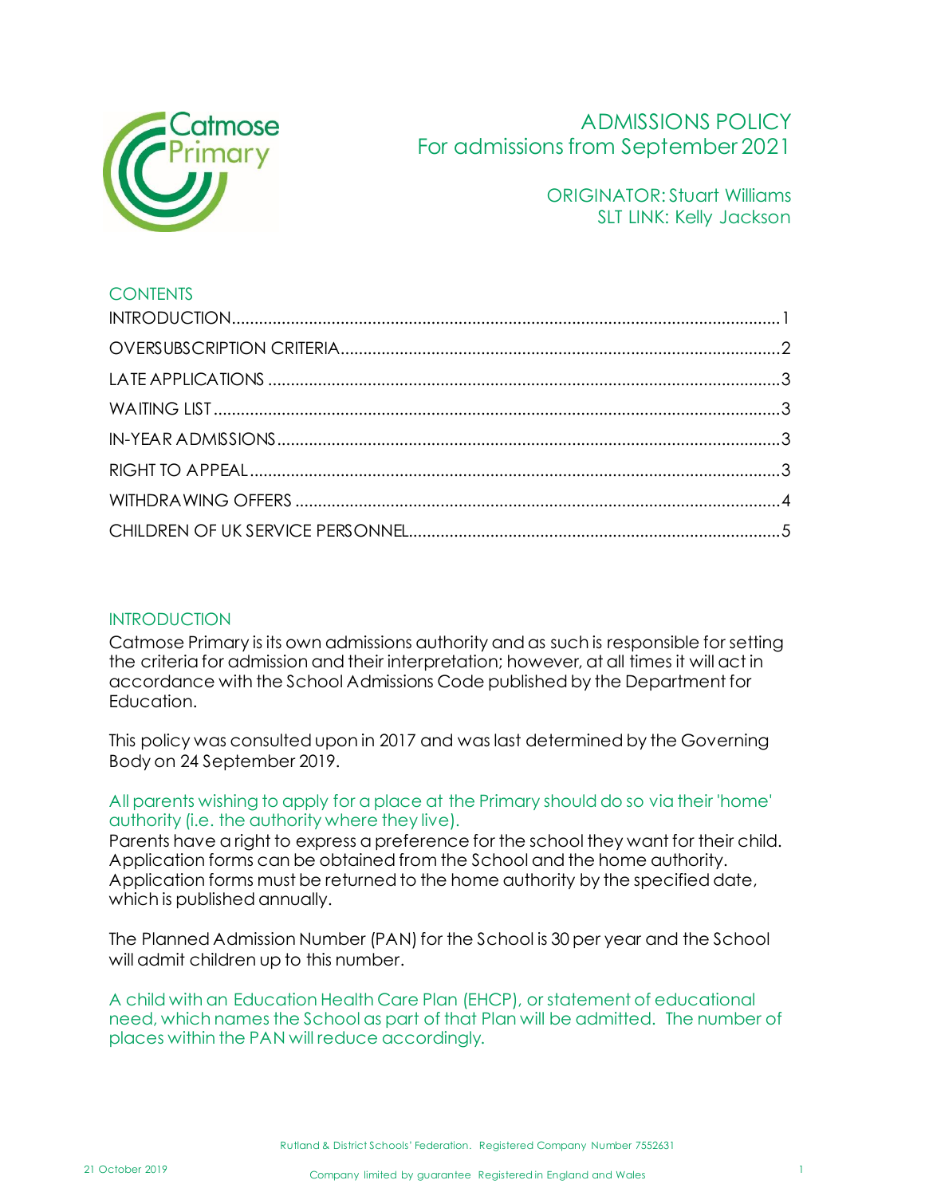# ADMISSIONS POLICY
## For admissions from September 2021

ORIGINATOR: Stuart Williams
SLT LINK: Kelly Jackson

## CONTENTS

- INTRODUCTION ........ 1
- OVERSUBSCRIPTION CRITERIA ........ 2
- LATE APPLICATIONS ........ 3
- WAITING LIST ........ 3
- IN-YEAR ADMISSIONS ........ 3
- RIGHT TO APPEAL ........ 3
- WITHDRAWING OFFERS ........ 4
- CHILDREN OF UK SERVICE PERSONNEL ........ 5

## INTRODUCTION

Catmose Primary is its own admissions authority and as such is responsible for setting the criteria for admission and their interpretation; however, at all times it will act in accordance with the School Admissions Code published by the Department for Education.

This policy was consulted upon in 2017 and was last determined by the Governing Body on 24 September 2019.

All parents wishing to apply for a place at the Primary should do so via their 'home' authority (i.e. the authority where they live).

Parents have a right to express a preference for the school they want for their child. Application forms can be obtained from the School and the home authority. Application forms must be returned to the home authority by the specified date, which is published annually.

The Planned Admission Number (PAN) for the School is 30 per year and the School will admit children up to this number.

A child with an Education Health Care Plan (EHCP), or statement of educational need, which names the School as part of that Plan will be admitted. The number of places within the PAN will reduce accordingly.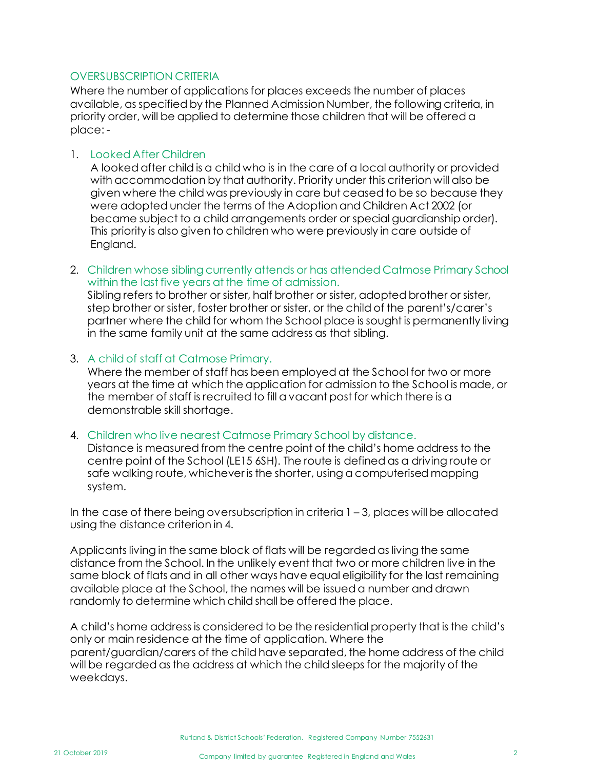## OVERSUBSCRIPTION CRITERIA

Where the number of applications for places exceeds the number of places available, as specified by the Planned Admission Number, the following criteria, in priority order, will be applied to determine those children that will be offered a place: -

1. **Looked After Children**
   A looked after child is a child who is in the care of a local authority or provided with accommodation by that authority. Priority under this criterion will also be given where the child was previously in care but ceased to be so because they were adopted under the terms of the Adoption and Children Act 2002 (or became subject to a child arrangements order or special guardianship order). This priority is also given to children who were previously in care outside of England.

2. **Children whose sibling currently attends or has attended Catmose Primary School within the last five years at the time of admission.**
   Sibling refers to brother or sister, half brother or sister, adopted brother or sister, step brother or sister, foster brother or sister, or the child of the parent's/carer's partner where the child for whom the School place is sought is permanently living in the same family unit at the same address as that sibling.

3. **A child of staff at Catmose Primary.**
   Where the member of staff has been employed at the School for two or more years at the time at which the application for admission to the School is made, or the member of staff is recruited to fill a vacant post for which there is a demonstrable skill shortage.

4. **Children who live nearest Catmose Primary School by distance.**
   Distance is measured from the centre point of the child's home address to the centre point of the School (LE15 6SH). The route is defined as a driving route or safe walking route, whichever is the shorter, using a computerised mapping system.

In the case of there being oversubscription in criteria 1 – 3, places will be allocated using the distance criterion in 4.

Applicants living in the same block of flats will be regarded as living the same distance from the School. In the unlikely event that two or more children live in the same block of flats and in all other ways have equal eligibility for the last remaining available place at the School, the names will be issued a number and drawn randomly to determine which child shall be offered the place.

A child's home address is considered to be the residential property that is the child's only or main residence at the time of application. Where the parent/guardian/carers of the child have separated, the home address of the child will be regarded as the address at which the child sleeps for the majority of the weekdays.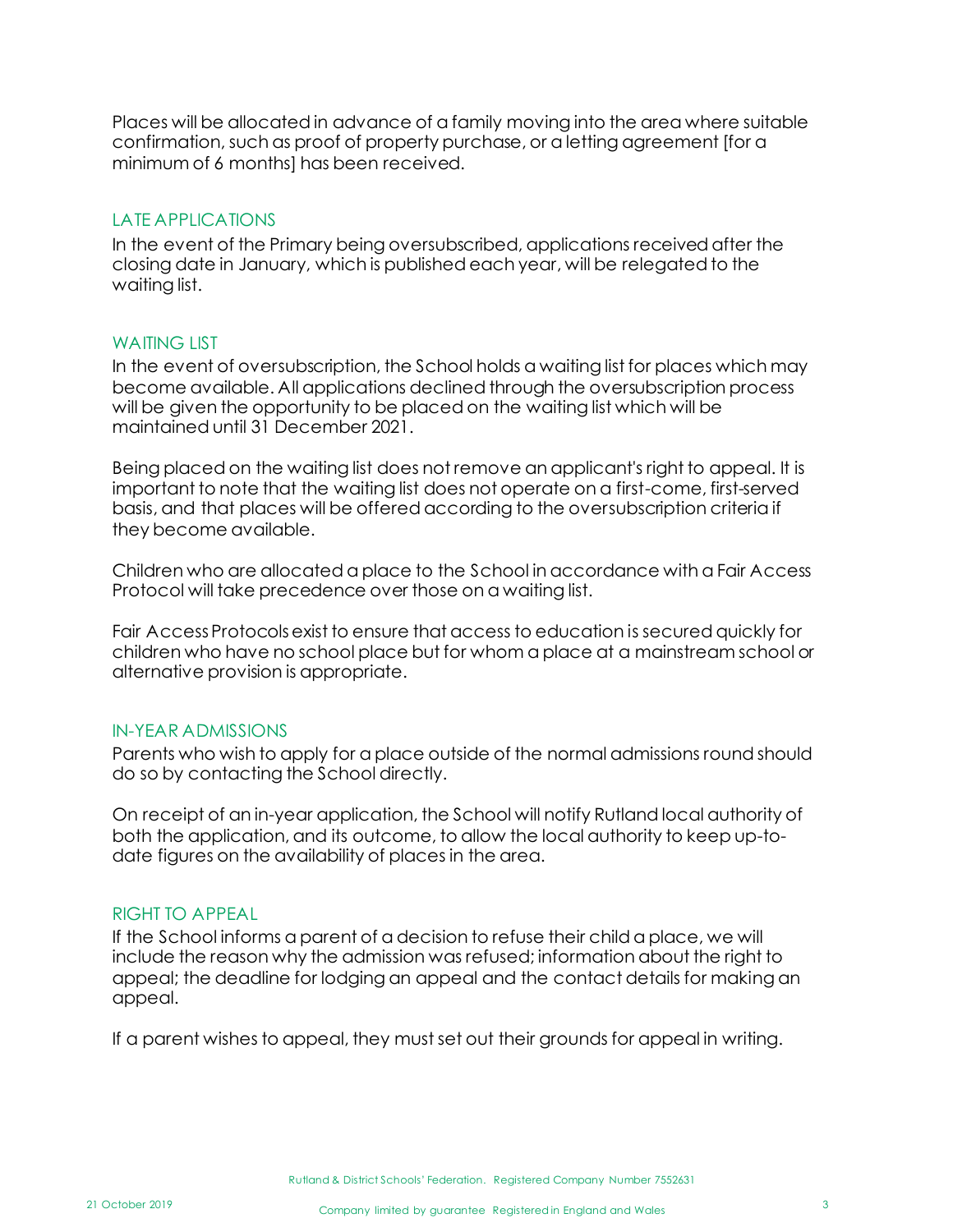Places will be allocated in advance of a family moving into the area where suitable confirmation, such as proof of property purchase, or a letting agreement [for a minimum of 6 months] has been received.

## LATE APPLICATIONS

In the event of the Primary being oversubscribed, applications received after the closing date in January, which is published each year, will be relegated to the waiting list.

## WAITING LIST

In the event of oversubscription, the School holds a waiting list for places which may become available. All applications declined through the oversubscription process will be given the opportunity to be placed on the waiting list which will be maintained until 31 December 2021.

Being placed on the waiting list does not remove an applicant's right to appeal. It is important to note that the waiting list does not operate on a first-come, first-served basis, and that places will be offered according to the oversubscription criteria if they become available.

Children who are allocated a place to the School in accordance with a Fair Access Protocol will take precedence over those on a waiting list.

Fair Access Protocols exist to ensure that access to education is secured quickly for children who have no school place but for whom a place at a mainstream school or alternative provision is appropriate.

## IN-YEAR ADMISSIONS

Parents who wish to apply for a place outside of the normal admissions round should do so by contacting the School directly.

On receipt of an in-year application, the School will notify Rutland local authority of both the application, and its outcome, to allow the local authority to keep up-to-date figures on the availability of places in the area.

## RIGHT TO APPEAL

If the School informs a parent of a decision to refuse their child a place, we will include the reason why the admission was refused; information about the right to appeal; the deadline for lodging an appeal and the contact details for making an appeal.

If a parent wishes to appeal, they must set out their grounds for appeal in writing.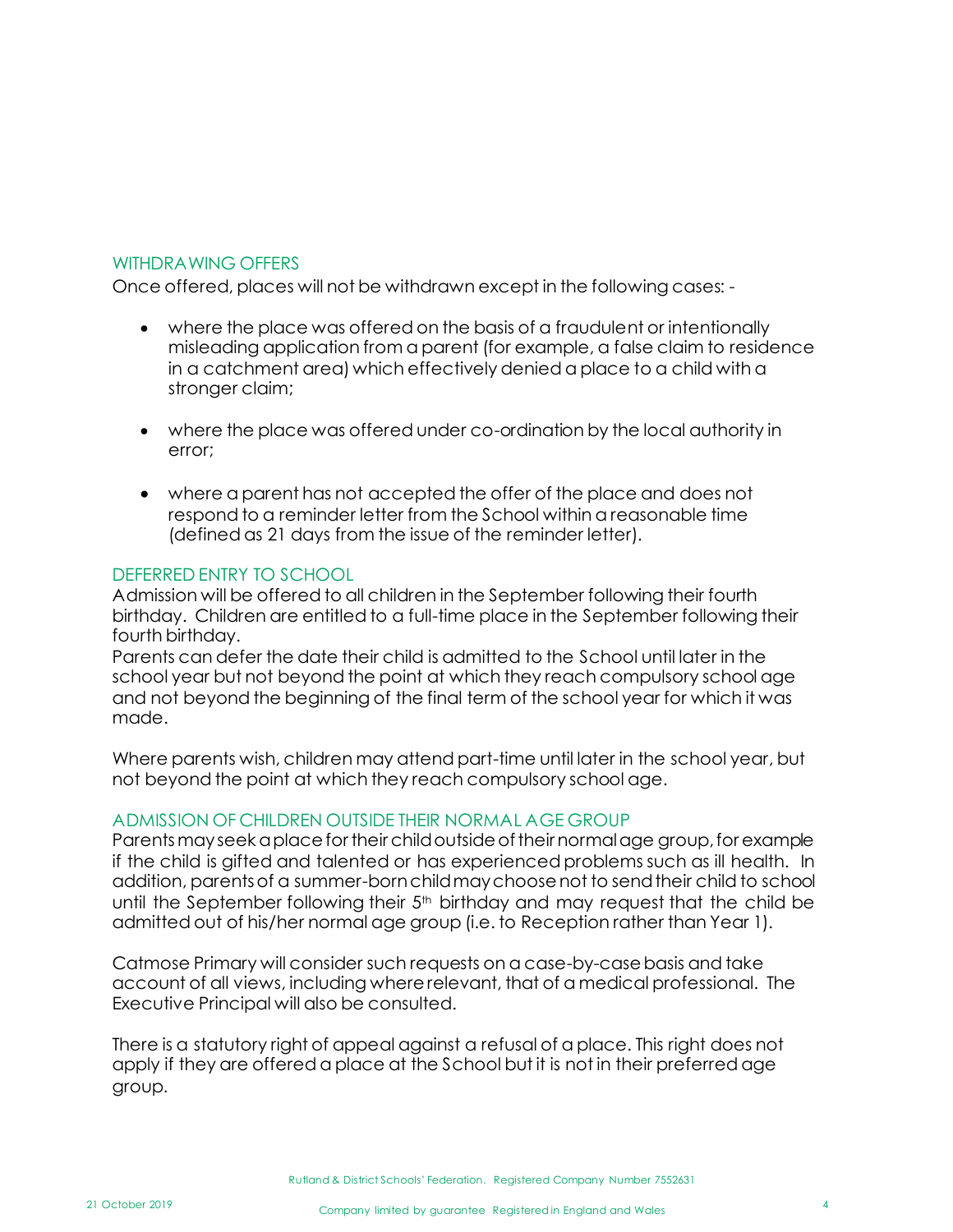## WITHDRAWING OFFERS

Once offered, places will not be withdrawn except in the following cases: -

- where the place was offered on the basis of a fraudulent or intentionally misleading application from a parent (for example, a false claim to residence in a catchment area) which effectively denied a place to a child with a stronger claim;

- where the place was offered under co-ordination by the local authority in error;

- where a parent has not accepted the offer of the place and does not respond to a reminder letter from the School within a reasonable time (defined as 21 days from the issue of the reminder letter).

## DEFERRED ENTRY TO SCHOOL

Admission will be offered to all children in the September following their fourth birthday. Children are entitled to a full-time place in the September following their fourth birthday.
Parents can defer the date their child is admitted to the School until later in the school year but not beyond the point at which they reach compulsory school age and not beyond the beginning of the final term of the school year for which it was made.

Where parents wish, children may attend part-time until later in the school year, but not beyond the point at which they reach compulsory school age.

## ADMISSION OF CHILDREN OUTSIDE THEIR NORMAL AGE GROUP

Parents may seek a place for their child outside of their normal age group, for example if the child is gifted and talented or has experienced problems such as ill health. In addition, parents of a summer-born child may choose not to send their child to school until the September following their 5th birthday and may request that the child be admitted out of his/her normal age group (i.e. to Reception rather than Year 1).

Catmose Primary will consider such requests on a case-by-case basis and take account of all views, including where relevant, that of a medical professional. The Executive Principal will also be consulted.

There is a statutory right of appeal against a refusal of a place. This right does not apply if they are offered a place at the School but it is not in their preferred age group.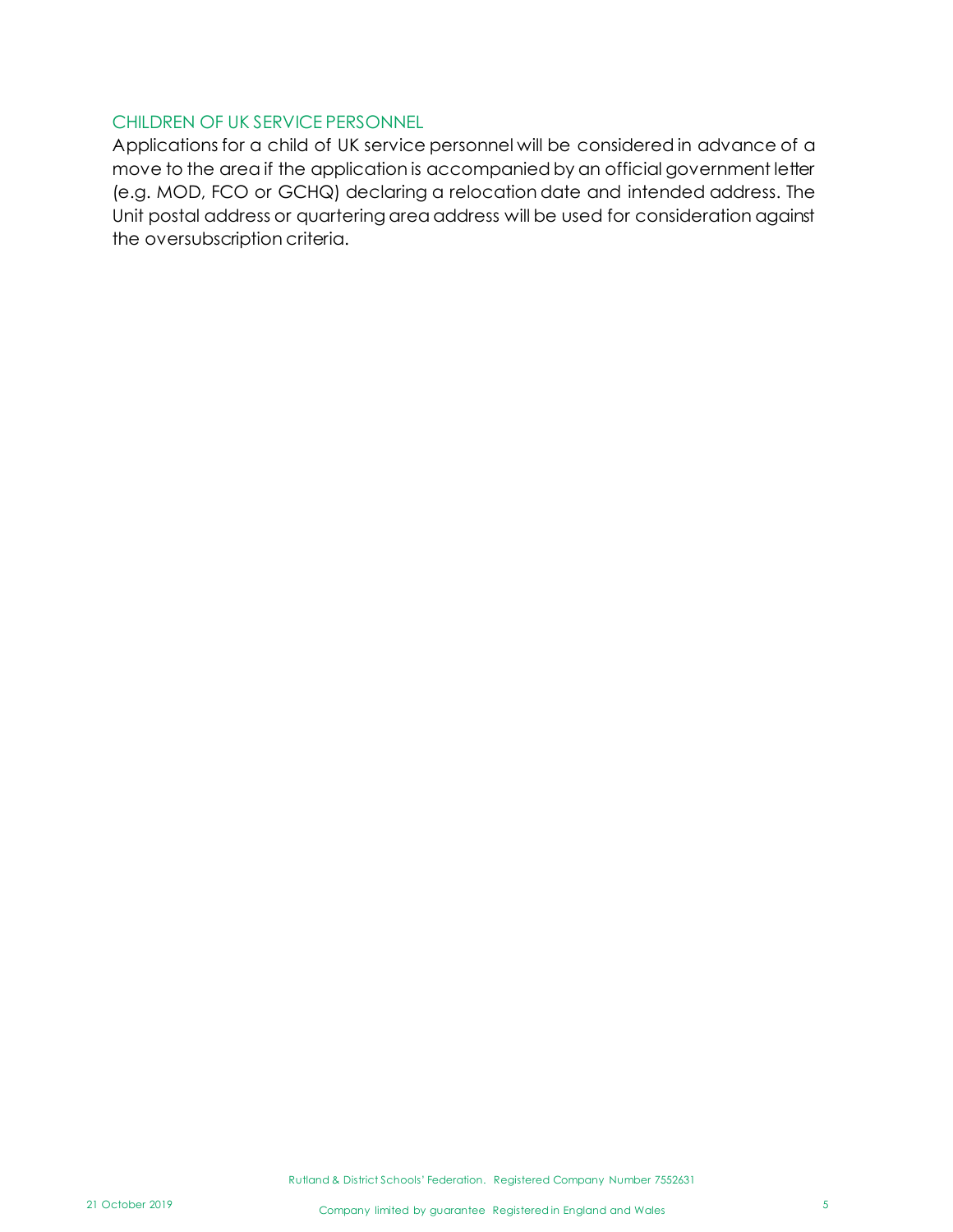## CHILDREN OF UK SERVICE PERSONNEL

Applications for a child of UK service personnel will be considered in advance of a move to the area if the application is accompanied by an official government letter (e.g. MOD, FCO or GCHQ) declaring a relocation date and intended address. The Unit postal address or quartering area address will be used for consideration against the oversubscription criteria.